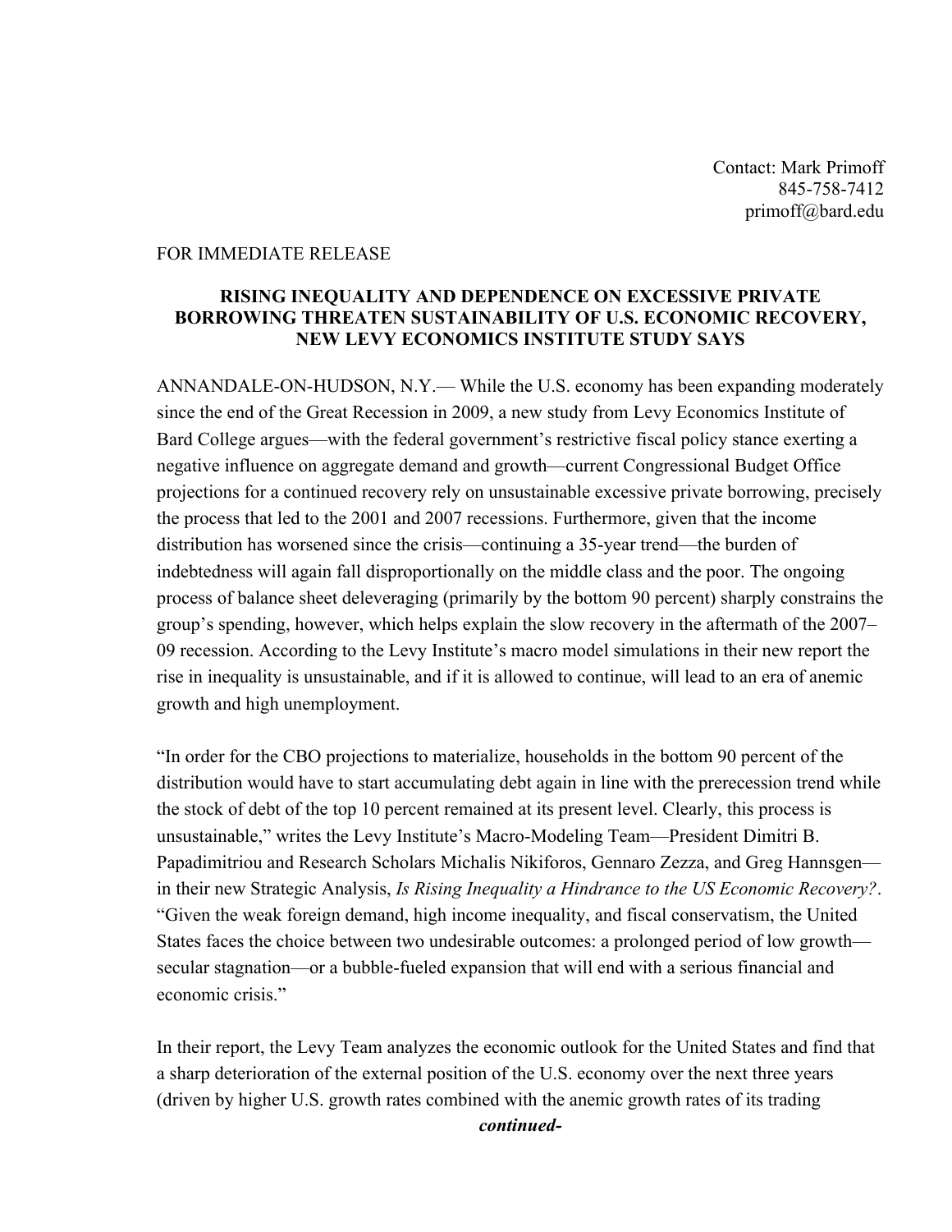Contact: Mark Primoff
845-758-7412
primoff@bard.edu

FOR IMMEDIATE RELEASE

**RISING INEQUALITY AND DEPENDENCE ON EXCESSIVE PRIVATE BORROWING THREATEN SUSTAINABILITY OF U.S. ECONOMIC RECOVERY, NEW LEVY ECONOMICS INSTITUTE STUDY SAYS**

ANNANDALE-ON-HUDSON, N.Y.— While the U.S. economy has been expanding moderately since the end of the Great Recession in 2009, a new study from Levy Economics Institute of Bard College argues—with the federal government's restrictive fiscal policy stance exerting a negative influence on aggregate demand and growth—current Congressional Budget Office projections for a continued recovery rely on unsustainable excessive private borrowing, precisely the process that led to the 2001 and 2007 recessions. Furthermore, given that the income distribution has worsened since the crisis—continuing a 35-year trend—the burden of indebtedness will again fall disproportionally on the middle class and the poor. The ongoing process of balance sheet deleveraging (primarily by the bottom 90 percent) sharply constrains the group's spending, however, which helps explain the slow recovery in the aftermath of the 2007–09 recession. According to the Levy Institute's macro model simulations in their new report the rise in inequality is unsustainable, and if it is allowed to continue, will lead to an era of anemic growth and high unemployment.

"In order for the CBO projections to materialize, households in the bottom 90 percent of the distribution would have to start accumulating debt again in line with the prerecession trend while the stock of debt of the top 10 percent remained at its present level. Clearly, this process is unsustainable," writes the Levy Institute's Macro-Modeling Team—President Dimitri B. Papadimitriou and Research Scholars Michalis Nikiforos, Gennaro Zezza, and Greg Hannsgen—in their new Strategic Analysis, *Is Rising Inequality a Hindrance to the US Economic Recovery?*. "Given the weak foreign demand, high income inequality, and fiscal conservatism, the United States faces the choice between two undesirable outcomes: a prolonged period of low growth—secular stagnation—or a bubble-fueled expansion that will end with a serious financial and economic crisis."

In their report, the Levy Team analyzes the economic outlook for the United States and find that a sharp deterioration of the external position of the U.S. economy over the next three years (driven by higher U.S. growth rates combined with the anemic growth rates of its trading

***continued-***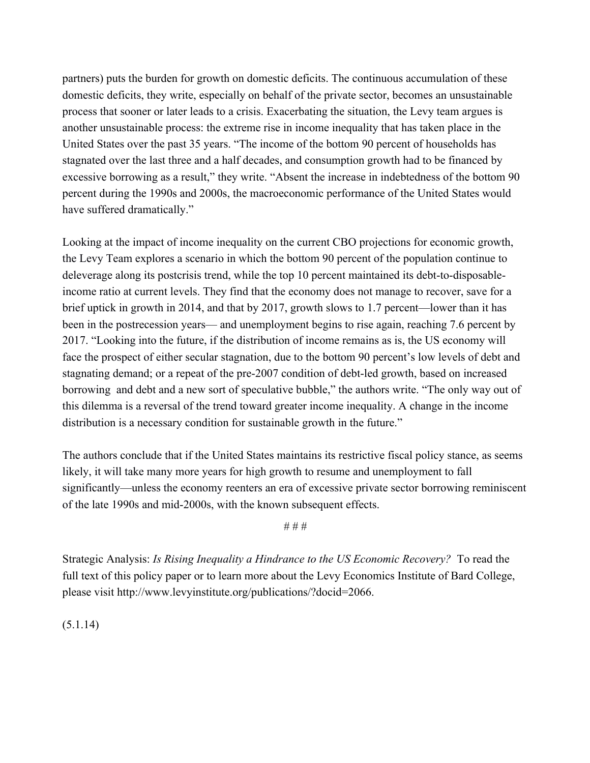partners) puts the burden for growth on domestic deficits. The continuous accumulation of these domestic deficits, they write, especially on behalf of the private sector, becomes an unsustainable process that sooner or later leads to a crisis. Exacerbating the situation, the Levy team argues is another unsustainable process: the extreme rise in income inequality that has taken place in the United States over the past 35 years. "The income of the bottom 90 percent of households has stagnated over the last three and a half decades, and consumption growth had to be financed by excessive borrowing as a result," they write. "Absent the increase in indebtedness of the bottom 90 percent during the 1990s and 2000s, the macroeconomic performance of the United States would have suffered dramatically."

Looking at the impact of income inequality on the current CBO projections for economic growth, the Levy Team explores a scenario in which the bottom 90 percent of the population continue to deleverage along its postcrisis trend, while the top 10 percent maintained its debt-to-disposable-income ratio at current levels. They find that the economy does not manage to recover, save for a brief uptick in growth in 2014, and that by 2017, growth slows to 1.7 percent—lower than it has been in the postrecession years— and unemployment begins to rise again, reaching 7.6 percent by 2017. "Looking into the future, if the distribution of income remains as is, the US economy will face the prospect of either secular stagnation, due to the bottom 90 percent's low levels of debt and stagnating demand; or a repeat of the pre-2007 condition of debt-led growth, based on increased borrowing and debt and a new sort of speculative bubble," the authors write. "The only way out of this dilemma is a reversal of the trend toward greater income inequality. A change in the income distribution is a necessary condition for sustainable growth in the future."

The authors conclude that if the United States maintains its restrictive fiscal policy stance, as seems likely, it will take many more years for high growth to resume and unemployment to fall significantly—unless the economy reenters an era of excessive private sector borrowing reminiscent of the late 1990s and mid-2000s, with the known subsequent effects.

# # #

Strategic Analysis: *Is Rising Inequality a Hindrance to the US Economic Recovery?* To read the full text of this policy paper or to learn more about the Levy Economics Institute of Bard College, please visit http://www.levyinstitute.org/publications/?docid=2066.

(5.1.14)